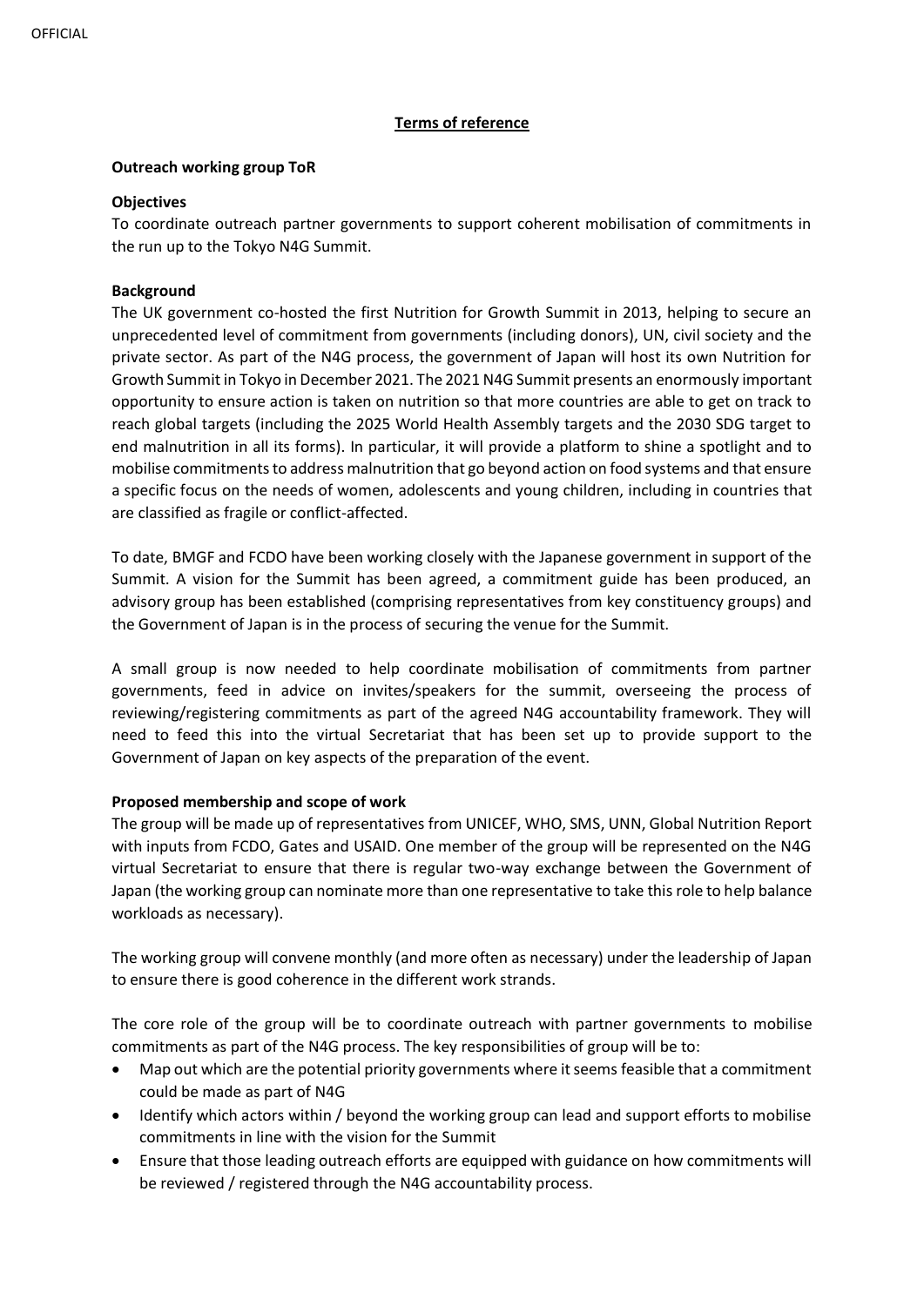OFFICIAL

# Terms of reference

## Outreach working group ToR

### Objectives

To coordinate outreach partner governments to support coherent mobilisation of commitments in the run up to the Tokyo N4G Summit.

### Background

The UK government co-hosted the first Nutrition for Growth Summit in 2013, helping to secure an unprecedented level of commitment from governments (including donors), UN, civil society and the private sector. As part of the N4G process, the government of Japan will host its own Nutrition for Growth Summit in Tokyo in December 2021. The 2021 N4G Summit presents an enormously important opportunity to ensure action is taken on nutrition so that more countries are able to get on track to reach global targets (including the 2025 World Health Assembly targets and the 2030 SDG target to end malnutrition in all its forms). In particular, it will provide a platform to shine a spotlight and to mobilise commitments to address malnutrition that go beyond action on food systems and that ensure a specific focus on the needs of women, adolescents and young children, including in countries that are classified as fragile or conflict-affected.

To date, BMGF and FCDO have been working closely with the Japanese government in support of the Summit. A vision for the Summit has been agreed, a commitment guide has been produced, an advisory group has been established (comprising representatives from key constituency groups) and the Government of Japan is in the process of securing the venue for the Summit.

A small group is now needed to help coordinate mobilisation of commitments from partner governments, feed in advice on invites/speakers for the summit, overseeing the process of reviewing/registering commitments as part of the agreed N4G accountability framework. They will need to feed this into the virtual Secretariat that has been set up to provide support to the Government of Japan on key aspects of the preparation of the event.

### Proposed membership and scope of work

The group will be made up of representatives from UNICEF, WHO, SMS, UNN, Global Nutrition Report with inputs from FCDO, Gates and USAID. One member of the group will be represented on the N4G virtual Secretariat to ensure that there is regular two-way exchange between the Government of Japan (the working group can nominate more than one representative to take this role to help balance workloads as necessary).

The working group will convene monthly (and more often as necessary) under the leadership of Japan to ensure there is good coherence in the different work strands.

The core role of the group will be to coordinate outreach with partner governments to mobilise commitments as part of the N4G process. The key responsibilities of group will be to:

- Map out which are the potential priority governments where it seems feasible that a commitment could be made as part of N4G
- Identify which actors within / beyond the working group can lead and support efforts to mobilise commitments in line with the vision for the Summit
- Ensure that those leading outreach efforts are equipped with guidance on how commitments will be reviewed / registered through the N4G accountability process.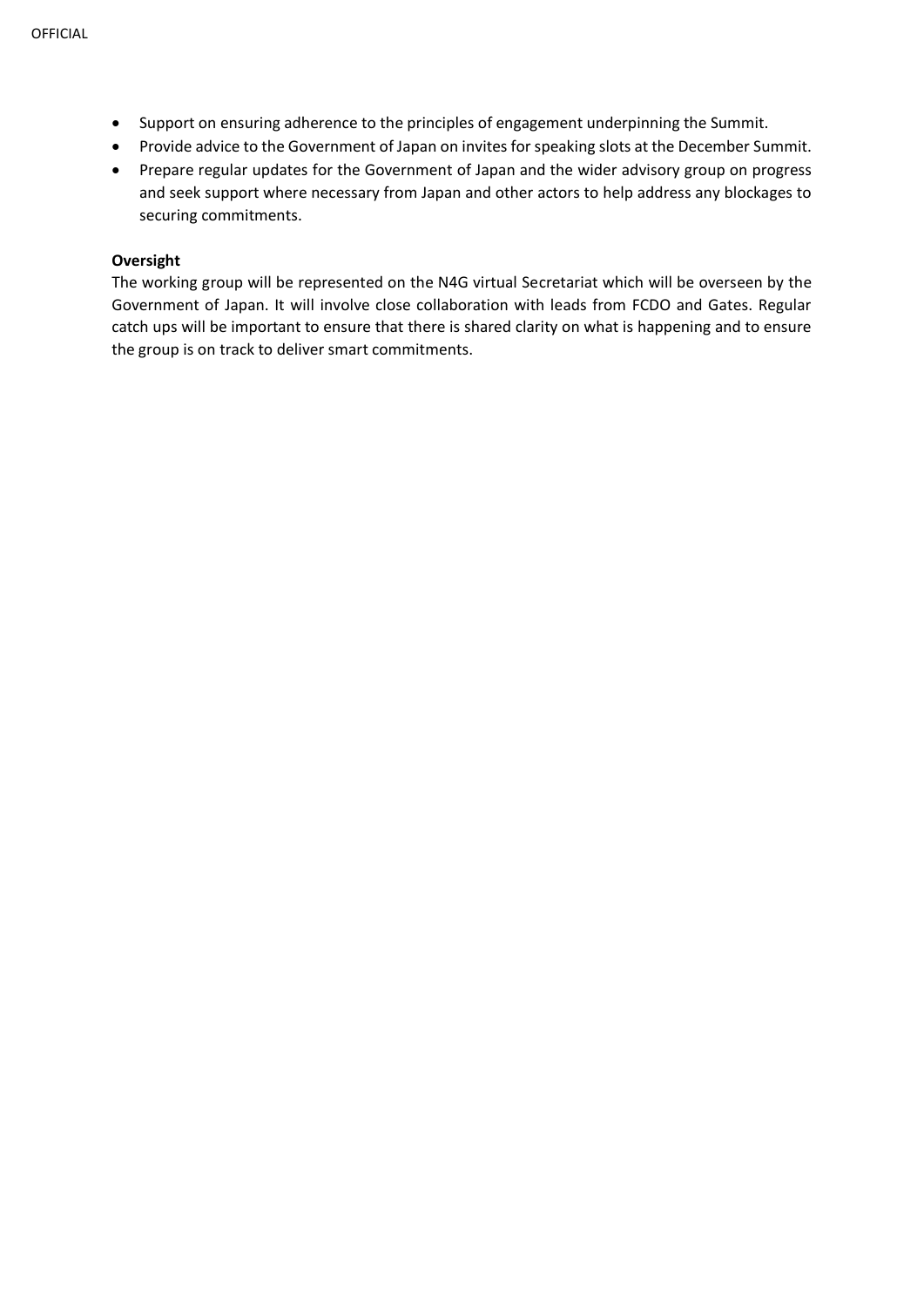- Support on ensuring adherence to the principles of engagement underpinning the Summit.
- Provide advice to the Government of Japan on invites for speaking slots at the December Summit.
- Prepare regular updates for the Government of Japan and the wider advisory group on progress and seek support where necessary from Japan and other actors to help address any blockages to securing commitments.

**Oversight**

The working group will be represented on the N4G virtual Secretariat which will be overseen by the Government of Japan. It will involve close collaboration with leads from FCDO and Gates. Regular catch ups will be important to ensure that there is shared clarity on what is happening and to ensure the group is on track to deliver smart commitments.